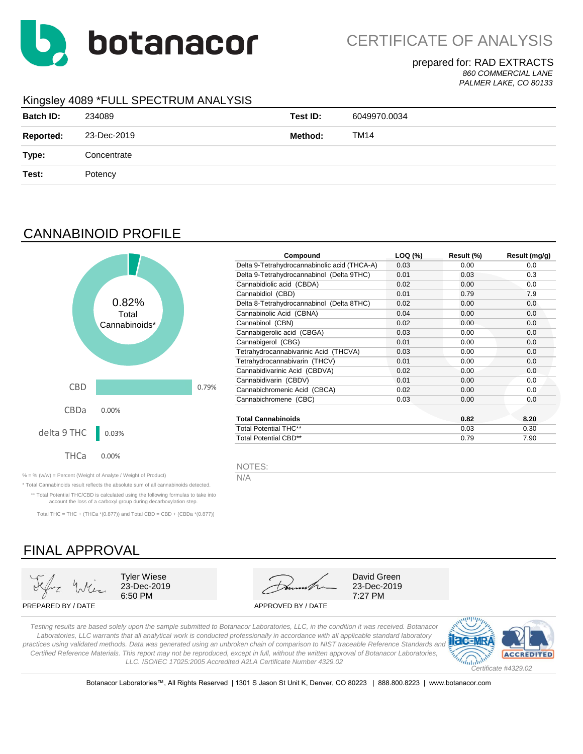botanacor

# CERTIFICATE OF ANALYSIS

prepared for: RAD EXTRACTS
*860 COMMERCIAL LANE*
*PALMER LAKE, CO 80133*

## Kingsley 4089 *FULL SPECTRUM ANALYSIS

| | | | |
|---|---|---|---|
| **Batch ID:** | 234089 | **Test ID:** | 6049970.0034 |
| **Reported:** | 23-Dec-2019 | **Method:** | TM14 |
| **Type:** | Concentrate | | |
| **Test:** | Potency | | |

## CANNABINOID PROFILE

0.82% Total Cannabinoids*

| | |
|---|---|
| CBD | 0.79% |
| CBDa | 0.00% |
| delta 9 THC | 0.03% |
| THCa | 0.00% |

| Compound | LOQ (%) | Result (%) | Result (mg/g) |
|---|---|---|---|
| Delta 9-Tetrahydrocannabinolic acid (THCA-A) | 0.03 | 0.00 | 0.0 |
| Delta 9-Tetrahydrocannabinol (Delta 9THC) | 0.01 | 0.03 | 0.3 |
| Cannabidiolic acid (CBDA) | 0.02 | 0.00 | 0.0 |
| Cannabidiol (CBD) | 0.01 | 0.79 | 7.9 |
| Delta 8-Tetrahydrocannabinol (Delta 8THC) | 0.02 | 0.00 | 0.0 |
| Cannabinolic Acid (CBNA) | 0.04 | 0.00 | 0.0 |
| Cannabinol (CBN) | 0.02 | 0.00 | 0.0 |
| Cannabigerolic acid (CBGA) | 0.03 | 0.00 | 0.0 |
| Cannabigerol (CBG) | 0.01 | 0.00 | 0.0 |
| Tetrahydrocannabivarinic Acid (THCVA) | 0.03 | 0.00 | 0.0 |
| Tetrahydrocannabivarin (THCV) | 0.01 | 0.00 | 0.0 |
| Cannabidivarinic Acid (CBDVA) | 0.02 | 0.00 | 0.0 |
| Cannabidivarin (CBDV) | 0.01 | 0.00 | 0.0 |
| Cannabichromenic Acid (CBCA) | 0.02 | 0.00 | 0.0 |
| Cannabichromene (CBC) | 0.03 | 0.00 | 0.0 |
| **Total Cannabinoids** | | **0.82** | **8.20** |
| Total Potential THC** | | 0.03 | 0.30 |
| Total Potential CBD** | | 0.79 | 7.90 |

NOTES:
N/A

% = % (w/w) = Percent (Weight of Analyte / Weight of Product)

* Total Cannabinoids result reflects the absolute sum of all cannabinoids detected.

** Total Potential THC/CBD is calculated using the following formulas to take into account the loss of a carboxyl group during decarboxylation step.

Total THC = THC + (THCa *(0.877)) and Total CBD = CBD + (CBDa *(0.877))

## FINAL APPROVAL

| PREPARED BY / DATE | APPROVED BY / DATE |
|---|---|
| Tyler Wiese 23-Dec-2019 6:50 PM | David Green 23-Dec-2019 7:27 PM |

*Testing results are based solely upon the sample submitted to Botanacor Laboratories, LLC, in the condition it was received. Botanacor Laboratories, LLC warrants that all analytical work is conducted professionally in accordance with all applicable standard laboratory practices using validated methods. Data was generated using an unbroken chain of comparison to NIST traceable Reference Standards and Certified Reference Materials. This report may not be reproduced, except in full, without the written approval of Botanacor Laboratories, LLC. ISO/IEC 17025:2005 Accredited A2LA Certificate Number 4329.02*

ilac-MRA A2LA ACCREDITED *Certificate #4329.02*

Botanacor Laboratories™, All Rights Reserved | 1301 S Jason St Unit K, Denver, CO 80223 | 888.800.8223 | www.botanacor.com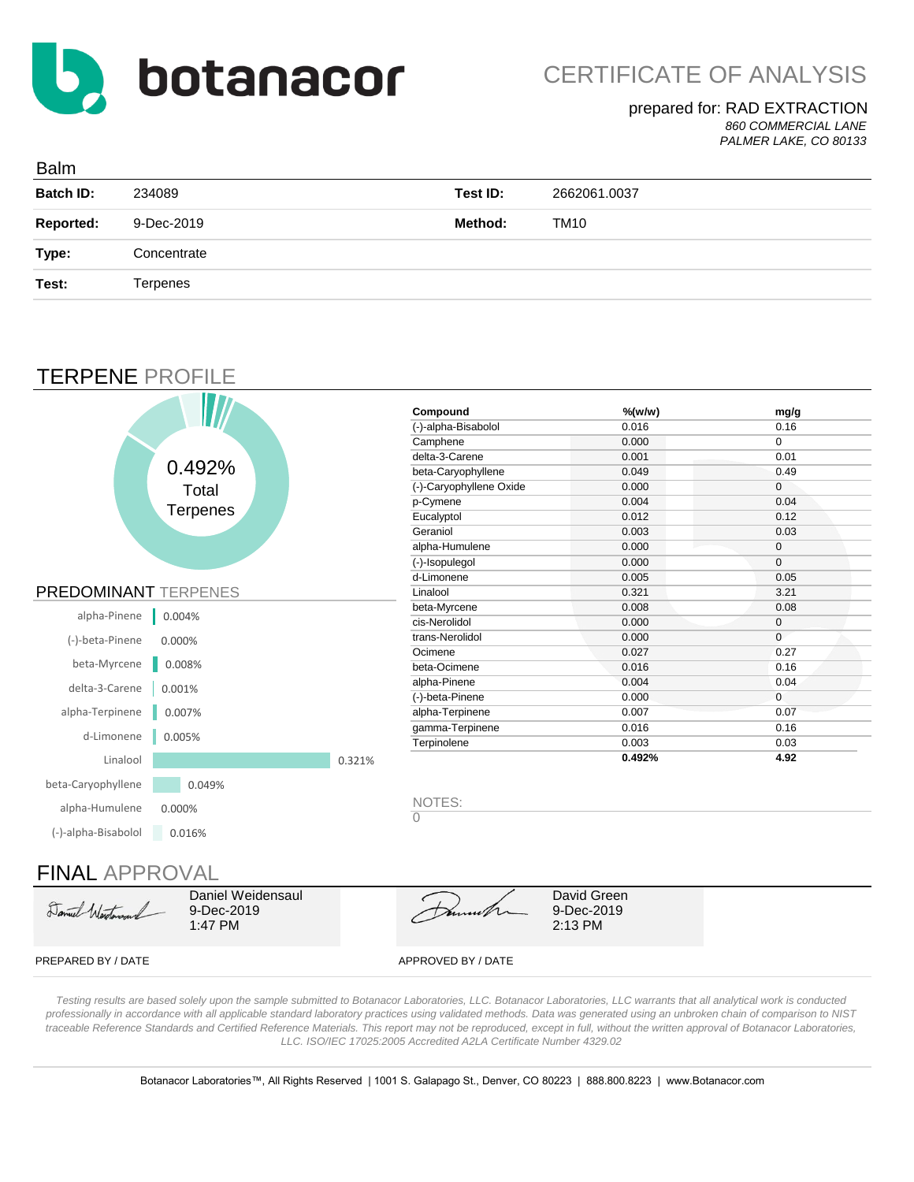# botanacor

## CERTIFICATE OF ANALYSIS

prepared for: RAD EXTRACTION
*860 COMMERCIAL LANE*
*PALMER LAKE, CO 80133*

Balm

| | | | |
|---|---|---|---|
| **Batch ID:** | 234089 | **Test ID:** | 2662061.0037 |
| **Reported:** | 9-Dec-2019 | **Method:** | TM10 |
| **Type:** | Concentrate | | |
| **Test:** | Terpenes | | |

## TERPENE PROFILE

0.492% Total Terpenes

| Compound | %(w/w) | mg/g |
|---|---|---|
| (-)-alpha-Bisabolol | 0.016 | 0.16 |
| Camphene | 0.000 | 0 |
| delta-3-Carene | 0.001 | 0.01 |
| beta-Caryophyllene | 0.049 | 0.49 |
| (-)-Caryophyllene Oxide | 0.000 | 0 |
| p-Cymene | 0.004 | 0.04 |
| Eucalyptol | 0.012 | 0.12 |
| Geraniol | 0.003 | 0.03 |
| alpha-Humulene | 0.000 | 0 |
| (-)-Isopulegol | 0.000 | 0 |
| d-Limonene | 0.005 | 0.05 |
| Linalool | 0.321 | 3.21 |
| beta-Myrcene | 0.008 | 0.08 |
| cis-Nerolidol | 0.000 | 0 |
| trans-Nerolidol | 0.000 | 0 |
| Ocimene | 0.027 | 0.27 |
| beta-Ocimene | 0.016 | 0.16 |
| alpha-Pinene | 0.004 | 0.04 |
| (-)-beta-Pinene | 0.000 | 0 |
| alpha-Terpinene | 0.007 | 0.07 |
| gamma-Terpinene | 0.016 | 0.16 |
| Terpinolene | 0.003 | 0.03 |
| | **0.492%** | **4.92** |

### PREDOMINANT TERPENES

| Terpene | % |
|---|---|
| alpha-Pinene | 0.004% |
| (-)-beta-Pinene | 0.000% |
| beta-Myrcene | 0.008% |
| delta-3-Carene | 0.001% |
| alpha-Terpinene | 0.007% |
| d-Limonene | 0.005% |
| Linalool | 0.321% |
| beta-Caryophyllene | 0.049% |
| alpha-Humulene | 0.000% |
| (-)-alpha-Bisabolol | 0.016% |

NOTES:
0

## FINAL APPROVAL

Daniel Weidensaul
9-Dec-2019
1:47 PM

PREPARED BY / DATE

David Green
9-Dec-2019
2:13 PM

APPROVED BY / DATE

*Testing results are based solely upon the sample submitted to Botanacor Laboratories, LLC. Botanacor Laboratories, LLC warrants that all analytical work is conducted professionally in accordance with all applicable standard laboratory practices using validated methods. Data was generated using an unbroken chain of comparison to NIST traceable Reference Standards and Certified Reference Materials. This report may not be reproduced, except in full, without the written approval of Botanacor Laboratories, LLC. ISO/IEC 17025:2005 Accredited A2LA Certificate Number 4329.02*

Botanacor Laboratories™, All Rights Reserved | 1001 S. Galapago St., Denver, CO 80223 | 888.800.8223 | www.Botanacor.com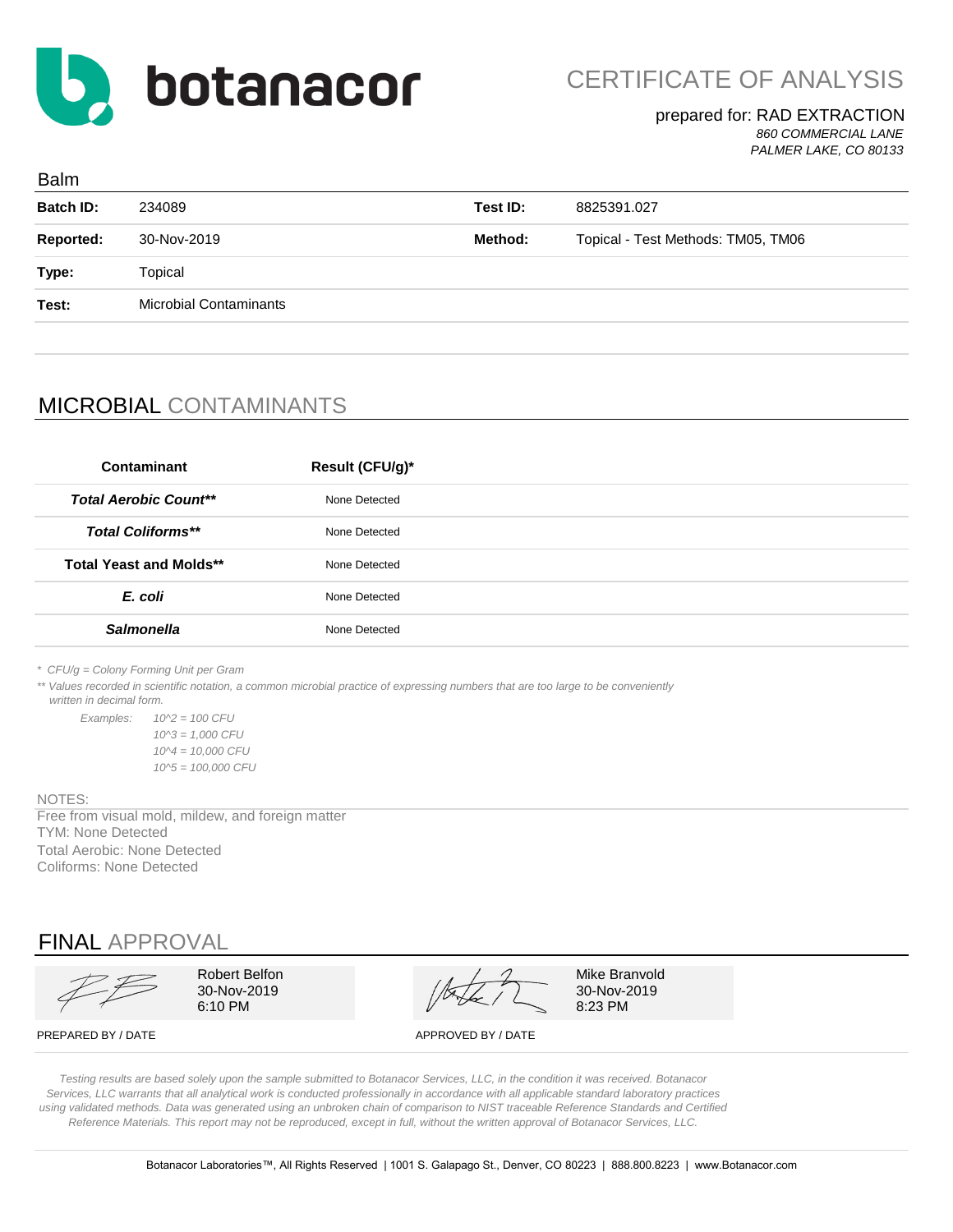# botanacor

## CERTIFICATE OF ANALYSIS

prepared for: RAD EXTRACTION
*860 COMMERCIAL LANE*
*PALMER LAKE, CO 80133*

Balm

| | | | |
|---|---|---|---|
| **Batch ID:** | 234089 | **Test ID:** | 8825391.027 |
| **Reported:** | 30-Nov-2019 | **Method:** | Topical - Test Methods: TM05, TM06 |
| **Type:** | Topical | | |
| **Test:** | Microbial Contaminants | | |

## MICROBIAL CONTAMINANTS

| Contaminant | Result (CFU/g)* |
|---|---|
| ***Total Aerobic Count**** | None Detected |
| ***Total Coliforms**** | None Detected |
| **Total Yeast and Molds**** | None Detected |
| ***E. coli*** | None Detected |
| ***Salmonella*** | None Detected |

*\* CFU/g = Colony Forming Unit per Gram*

*\*\* Values recorded in scientific notation, a common microbial practice of expressing numbers that are too large to be conveniently written in decimal form.*

*Examples:*
*10^2 = 100 CFU*
*10^3 = 1,000 CFU*
*10^4 = 10,000 CFU*
*10^5 = 100,000 CFU*

NOTES:

Free from visual mold, mildew, and foreign matter
TYM: None Detected
Total Aerobic: None Detected
Coliforms: None Detected

## FINAL APPROVAL

| PREPARED BY / DATE | APPROVED BY / DATE |
|---|---|
| Robert Belfon<br>30-Nov-2019<br>6:10 PM | Mike Branvold<br>30-Nov-2019<br>8:23 PM |

*Testing results are based solely upon the sample submitted to Botanacor Services, LLC, in the condition it was received. Botanacor Services, LLC warrants that all analytical work is conducted professionally in accordance with all applicable standard laboratory practices using validated methods. Data was generated using an unbroken chain of comparison to NIST traceable Reference Standards and Certified Reference Materials. This report may not be reproduced, except in full, without the written approval of Botanacor Services, LLC.*

Botanacor Laboratories™, All Rights Reserved | 1001 S. Galapago St., Denver, CO 80223 | 888.800.8223 | www.Botanacor.com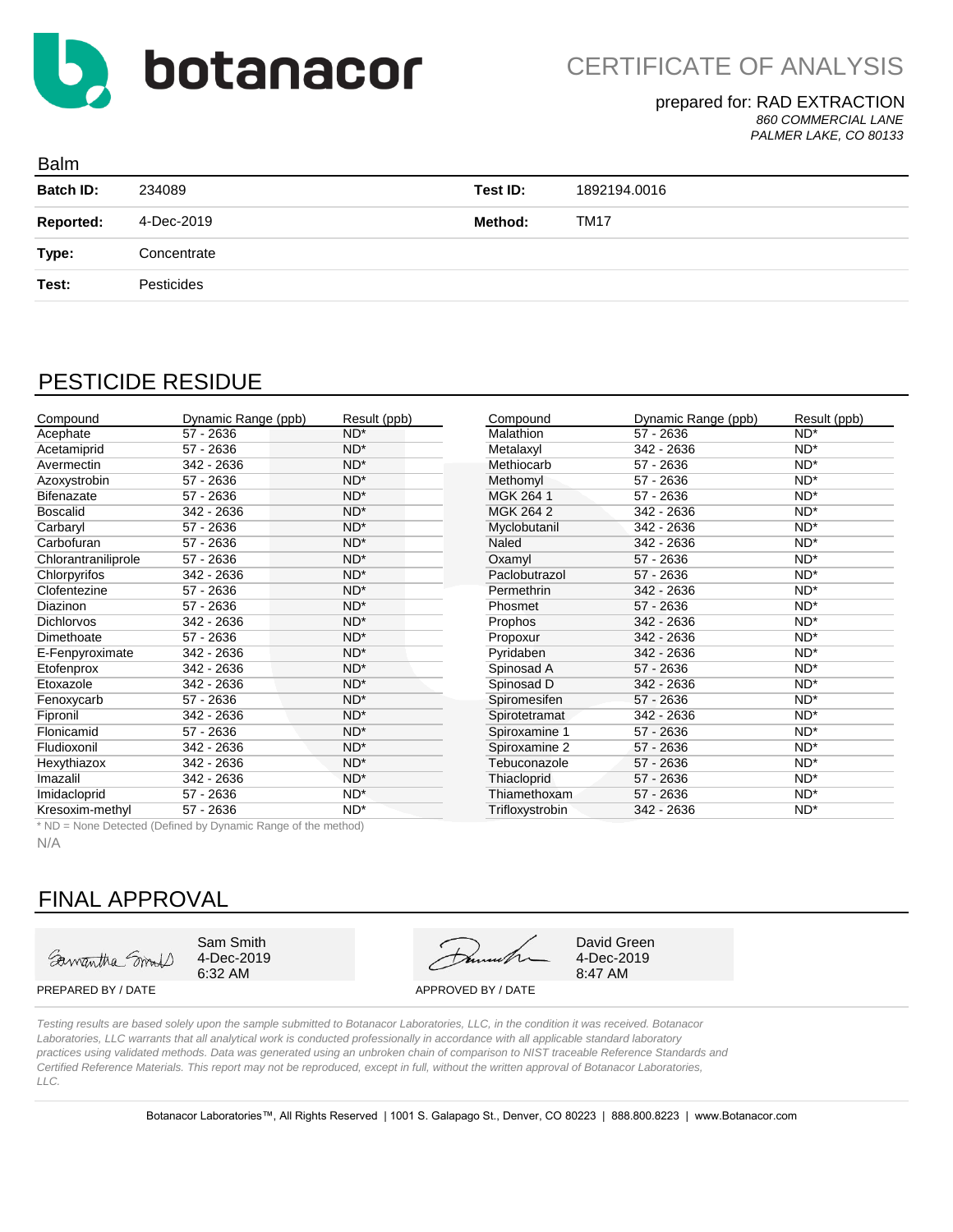# botanacor

## CERTIFICATE OF ANALYSIS

prepared for: RAD EXTRACTION
*860 COMMERCIAL LANE*
*PALMER LAKE, CO 80133*

### Balm

| | | | |
|---|---|---|---|
| **Batch ID:** | 234089 | **Test ID:** | 1892194.0016 |
| **Reported:** | 4-Dec-2019 | **Method:** | TM17 |
| **Type:** | Concentrate | | |
| **Test:** | Pesticides | | |

## PESTICIDE RESIDUE

| Compound | Dynamic Range (ppb) | Result (ppb) |
|---|---|---|
| Acephate | 57 - 2636 | ND* |
| Acetamiprid | 57 - 2636 | ND* |
| Avermectin | 342 - 2636 | ND* |
| Azoxystrobin | 57 - 2636 | ND* |
| Bifenazate | 57 - 2636 | ND* |
| Boscalid | 342 - 2636 | ND* |
| Carbaryl | 57 - 2636 | ND* |
| Carbofuran | 57 - 2636 | ND* |
| Chlorantraniliprole | 57 - 2636 | ND* |
| Chlorpyrifos | 342 - 2636 | ND* |
| Clofentezine | 57 - 2636 | ND* |
| Diazinon | 57 - 2636 | ND* |
| Dichlorvos | 342 - 2636 | ND* |
| Dimethoate | 57 - 2636 | ND* |
| E-Fenpyroximate | 342 - 2636 | ND* |
| Etofenprox | 342 - 2636 | ND* |
| Etoxazole | 342 - 2636 | ND* |
| Fenoxycarb | 57 - 2636 | ND* |
| Fipronil | 342 - 2636 | ND* |
| Flonicamid | 57 - 2636 | ND* |
| Fludioxonil | 342 - 2636 | ND* |
| Hexythiazox | 342 - 2636 | ND* |
| Imazalil | 342 - 2636 | ND* |
| Imidacloprid | 57 - 2636 | ND* |
| Kresoxim-methyl | 57 - 2636 | ND* |
| Malathion | 57 - 2636 | ND* |
| Metalaxyl | 342 - 2636 | ND* |
| Methiocarb | 57 - 2636 | ND* |
| Methomyl | 57 - 2636 | ND* |
| MGK 264 1 | 57 - 2636 | ND* |
| MGK 264 2 | 342 - 2636 | ND* |
| Myclobutanil | 342 - 2636 | ND* |
| Naled | 342 - 2636 | ND* |
| Oxamyl | 57 - 2636 | ND* |
| Paclobutrazol | 57 - 2636 | ND* |
| Permethrin | 342 - 2636 | ND* |
| Phosmet | 57 - 2636 | ND* |
| Prophos | 342 - 2636 | ND* |
| Propoxur | 342 - 2636 | ND* |
| Pyridaben | 342 - 2636 | ND* |
| Spinosad A | 57 - 2636 | ND* |
| Spinosad D | 342 - 2636 | ND* |
| Spiromesifen | 57 - 2636 | ND* |
| Spirotetramat | 342 - 2636 | ND* |
| Spiroxamine 1 | 57 - 2636 | ND* |
| Spiroxamine 2 | 57 - 2636 | ND* |
| Tebuconazole | 57 - 2636 | ND* |
| Thiacloprid | 57 - 2636 | ND* |
| Thiamethoxam | 57 - 2636 | ND* |
| Trifloxystrobin | 342 - 2636 | ND* |

* ND = None Detected (Defined by Dynamic Range of the method)

N/A

## FINAL APPROVAL

| PREPARED BY / DATE | APPROVED BY / DATE |
|---|---|
| Sam Smith, 4-Dec-2019, 6:32 AM | David Green, 4-Dec-2019, 8:47 AM |

*Testing results are based solely upon the sample submitted to Botanacor Laboratories, LLC, in the condition it was received. Botanacor Laboratories, LLC warrants that all analytical work is conducted professionally in accordance with all applicable standard laboratory practices using validated methods. Data was generated using an unbroken chain of comparison to NIST traceable Reference Standards and Certified Reference Materials. This report may not be reproduced, except in full, without the written approval of Botanacor Laboratories, LLC.*

Botanacor Laboratories™, All Rights Reserved | 1001 S. Galapago St., Denver, CO 80223 | 888.800.8223 | www.Botanacor.com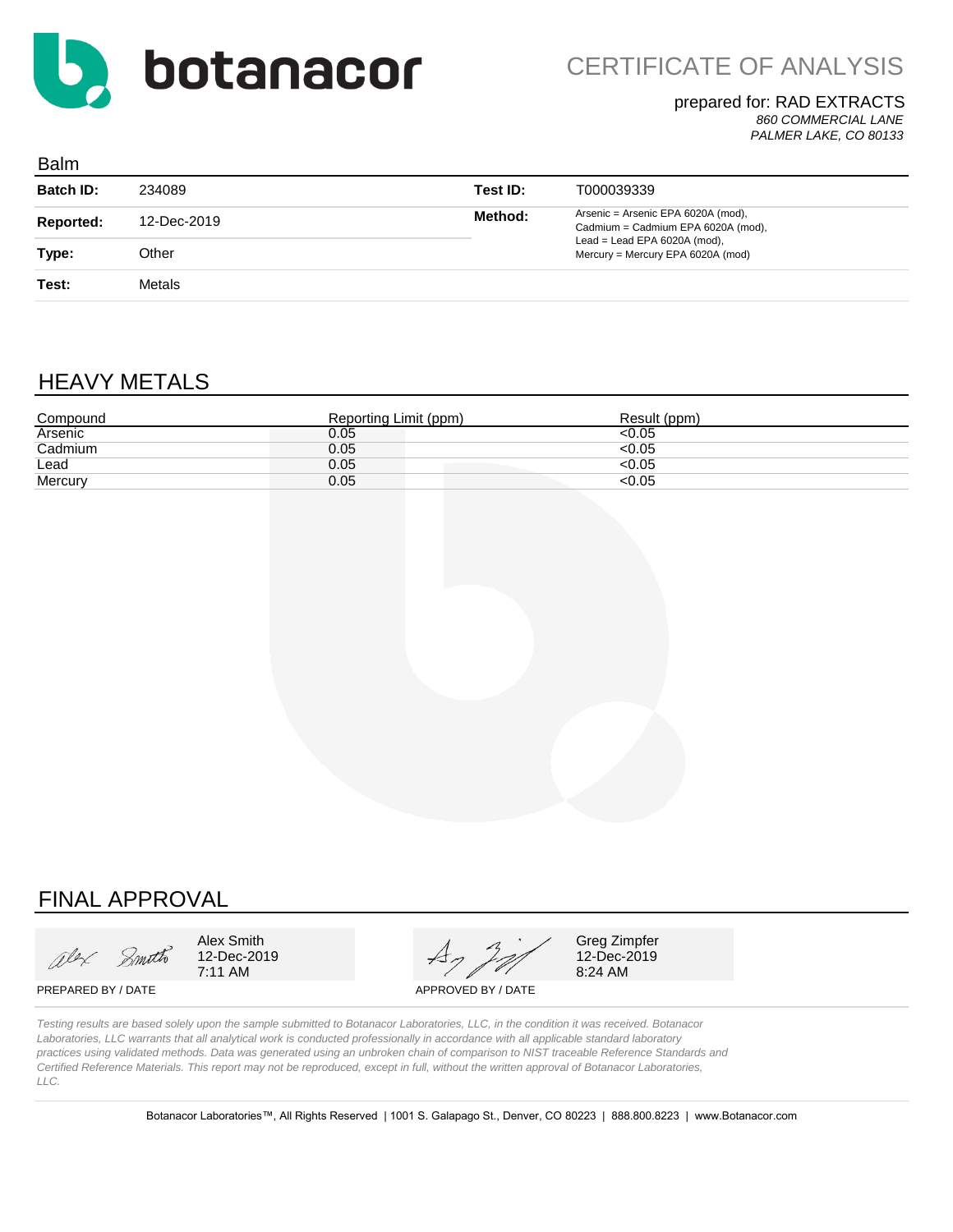botanacor

# CERTIFICATE OF ANALYSIS

prepared for: RAD EXTRACTS
*860 COMMERCIAL LANE*
*PALMER LAKE, CO 80133*

Balm

| | | | |
|---|---|---|---|
| **Batch ID:** | 234089 | **Test ID:** | T000039339 |
| **Reported:** | 12-Dec-2019 | **Method:** | Arsenic = Arsenic EPA 6020A (mod), Cadmium = Cadmium EPA 6020A (mod), Lead = Lead EPA 6020A (mod), Mercury = Mercury EPA 6020A (mod) |
| **Type:** | Other | | |
| **Test:** | Metals | | |

## HEAVY METALS

| Compound | Reporting Limit (ppm) | Result (ppm) |
|---|---|---|
| Arsenic | 0.05 | <0.05 |
| Cadmium | 0.05 | <0.05 |
| Lead | 0.05 | <0.05 |
| Mercury | 0.05 | <0.05 |

## FINAL APPROVAL

| | |
|---|---|
| Alex Smith<br>12-Dec-2019<br>7:11 AM | Greg Zimpfer<br>12-Dec-2019<br>8:24 AM |
| PREPARED BY / DATE | APPROVED BY / DATE |

*Testing results are based solely upon the sample submitted to Botanacor Laboratories, LLC, in the condition it was received. Botanacor Laboratories, LLC warrants that all analytical work is conducted professionally in accordance with all applicable standard laboratory practices using validated methods. Data was generated using an unbroken chain of comparison to NIST traceable Reference Standards and Certified Reference Materials. This report may not be reproduced, except in full, without the written approval of Botanacor Laboratories, LLC.*

Botanacor Laboratories™, All Rights Reserved | 1001 S. Galapago St., Denver, CO 80223 | 888.800.8223 | www.Botanacor.com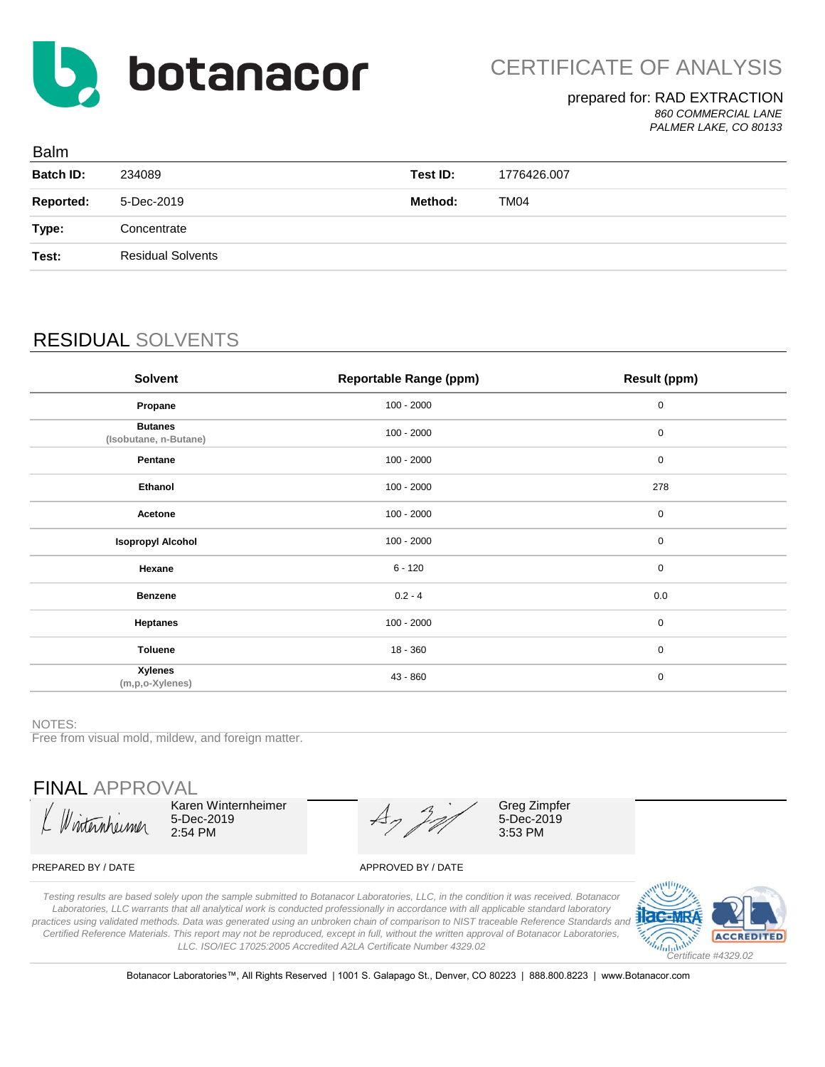botanacor

# CERTIFICATE OF ANALYSIS

prepared for: RAD EXTRACTION

*860 COMMERCIAL LANE*
*PALMER LAKE, CO 80133*

Balm

| | | | |
|---|---|---|---|
| **Batch ID:** | 234089 | **Test ID:** | 1776426.007 |
| **Reported:** | 5-Dec-2019 | **Method:** | TM04 |
| **Type:** | Concentrate | | |
| **Test:** | Residual Solvents | | |

## RESIDUAL SOLVENTS

| Solvent | Reportable Range (ppm) | Result (ppm) |
|---|---|---|
| **Propane** | 100 - 2000 | 0 |
| **Butanes** (Isobutane, n-Butane) | 100 - 2000 | 0 |
| **Pentane** | 100 - 2000 | 0 |
| **Ethanol** | 100 - 2000 | 278 |
| **Acetone** | 100 - 2000 | 0 |
| **Isopropyl Alcohol** | 100 - 2000 | 0 |
| **Hexane** | 6 - 120 | 0 |
| **Benzene** | 0.2 - 4 | 0.0 |
| **Heptanes** | 100 - 2000 | 0 |
| **Toluene** | 18 - 360 | 0 |
| **Xylenes** (m,p,o-Xylenes) | 43 - 860 | 0 |

NOTES:

Free from visual mold, mildew, and foreign matter.

## FINAL APPROVAL

Karen Winternheimer
5-Dec-2019
2:54 PM

PREPARED BY / DATE

Greg Zimpfer
5-Dec-2019
3:53 PM

APPROVED BY / DATE

*Testing results are based solely upon the sample submitted to Botanacor Laboratories, LLC, in the condition it was received. Botanacor Laboratories, LLC warrants that all analytical work is conducted professionally in accordance with all applicable standard laboratory practices using validated methods. Data was generated using an unbroken chain of comparison to NIST traceable Reference Standards and Certified Reference Materials. This report may not be reproduced, except in full, without the written approval of Botanacor Laboratories, LLC. ISO/IEC 17025:2005 Accredited A2LA Certificate Number 4329.02*

ilac-MRA | A2LA ACCREDITED

*Certificate #4329.02*

Botanacor Laboratories™, All Rights Reserved | 1001 S. Galapago St., Denver, CO 80223 | 888.800.8223 | www.Botanacor.com